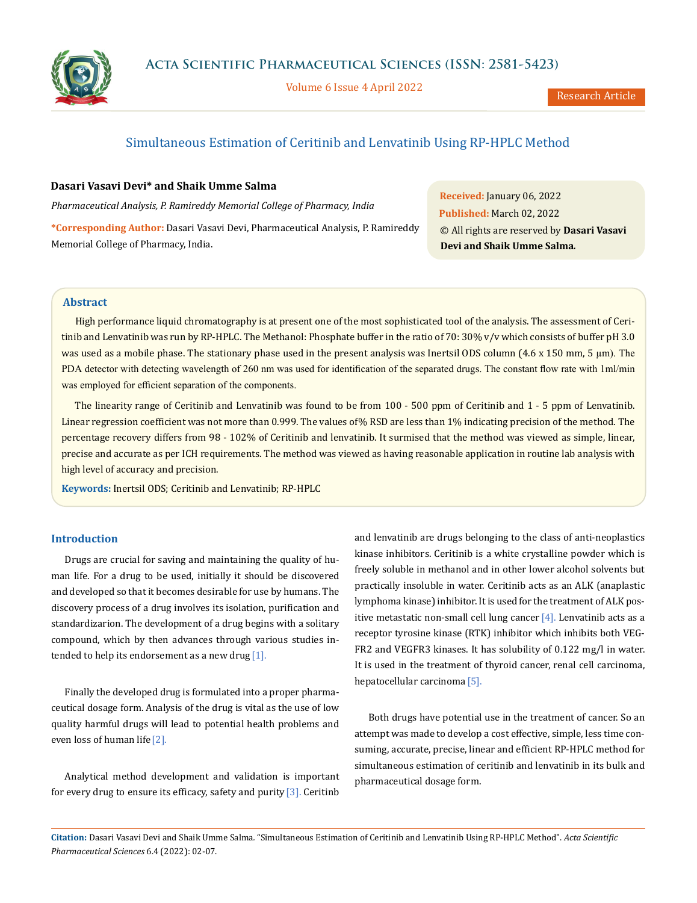# Simultaneous Estimation of Ceritinib and Lenvatinib Using RP-HPLC Method

**Dasari Vasavi Devi\* and Shaik Umme Salma**

*Pharmaceutical Analysis, P. Ramireddy Memorial College of Pharmacy, India*

**\*Corresponding Author:** Dasari Vasavi Devi, Pharmaceutical Analysis, P. Ramireddy Memorial College of Pharmacy, India.

**Received:** January 06, 2022
**Published:** March 02, 2022
© All rights are reserved by **Dasari Vasavi Devi and Shaik Umme Salma.**

## Abstract

High performance liquid chromatography is at present one of the most sophisticated tool of the analysis. The assessment of Ceritinib and Lenvatinib was run by RP-HPLC. The Methanol: Phosphate buffer in the ratio of 70: 30% v/v which consists of buffer pH 3.0 was used as a mobile phase. The stationary phase used in the present analysis was Inertsil ODS column (4.6 x 150 mm, 5 µm). The PDA detector with detecting wavelength of 260 nm was used for identification of the separated drugs. The constant flow rate with 1ml/min was employed for efficient separation of the components.

The linearity range of Ceritinib and Lenvatinib was found to be from 100 - 500 ppm of Ceritinib and 1 - 5 ppm of Lenvatinib. Linear regression coefficient was not more than 0.999. The values of% RSD are less than 1% indicating precision of the method. The percentage recovery differs from 98 - 102% of Ceritinib and lenvatinib. It surmised that the method was viewed as simple, linear, precise and accurate as per ICH requirements. The method was viewed as having reasonable application in routine lab analysis with high level of accuracy and precision.

**Keywords:** Inertsil ODS; Ceritinib and Lenvatinib; RP-HPLC

## Introduction

Drugs are crucial for saving and maintaining the quality of human life. For a drug to be used, initially it should be discovered and developed so that it becomes desirable for use by humans. The discovery process of a drug involves its isolation, purification and standardizarion. The development of a drug begins with a solitary compound, which by then advances through various studies intended to help its endorsement as a new drug [1].

Finally the developed drug is formulated into a proper pharmaceutical dosage form. Analysis of the drug is vital as the use of low quality harmful drugs will lead to potential health problems and even loss of human life [2].

Analytical method development and validation is important for every drug to ensure its efficacy, safety and purity [3]. Ceritinb and lenvatinib are drugs belonging to the class of anti-neoplastics kinase inhibitors. Ceritinib is a white crystalline powder which is freely soluble in methanol and in other lower alcohol solvents but practically insoluble in water. Ceritinib acts as an ALK (anaplastic lymphoma kinase) inhibitor. It is used for the treatment of ALK positive metastatic non-small cell lung cancer [4]. Lenvatinib acts as a receptor tyrosine kinase (RTK) inhibitor which inhibits both VEGFR2 and VEGFR3 kinases. It has solubility of 0.122 mg/l in water. It is used in the treatment of thyroid cancer, renal cell carcinoma, hepatocellular carcinoma [5].

Both drugs have potential use in the treatment of cancer. So an attempt was made to develop a cost effective, simple, less time consuming, accurate, precise, linear and efficient RP-HPLC method for simultaneous estimation of ceritinib and lenvatinib in its bulk and pharmaceutical dosage form.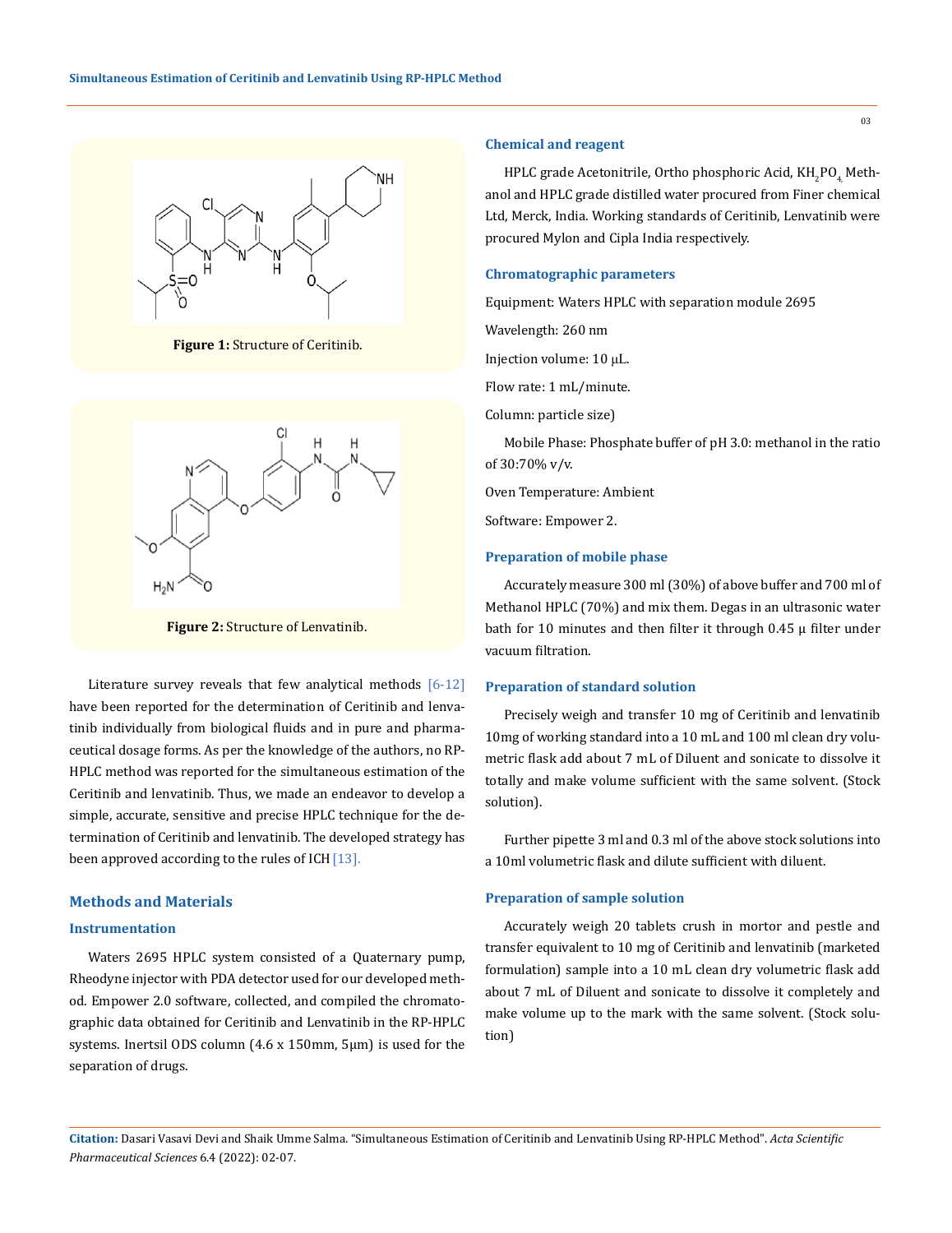Figure 1: Structure of Ceritinib.

Figure 2: Structure of Lenvatinib.

Literature survey reveals that few analytical methods [6-12] have been reported for the determination of Ceritinib and lenvatinib individually from biological fluids and in pure and pharmaceutical dosage forms. As per the knowledge of the authors, no RP-HPLC method was reported for the simultaneous estimation of the Ceritinib and lenvatinib. Thus, we made an endeavor to develop a simple, accurate, sensitive and precise HPLC technique for the determination of Ceritinib and lenvatinib. The developed strategy has been approved according to the rules of ICH [13].

## Methods and Materials

### Instrumentation

Waters 2695 HPLC system consisted of a Quaternary pump, Rheodyne injector with PDA detector used for our developed method. Empower 2.0 software, collected, and compiled the chromatographic data obtained for Ceritinib and Lenvatinib in the RP-HPLC systems. Inertsil ODS column (4.6 x 150mm, 5µm) is used for the separation of drugs.

### Chemical and reagent

HPLC grade Acetonitrile, Ortho phosphoric Acid, $KH_2PO_4$, Methanol and HPLC grade distilled water procured from Finer chemical Ltd, Merck, India. Working standards of Ceritinib, Lenvatinib were procured Mylon and Cipla India respectively.

### Chromatographic parameters

Equipment: Waters HPLC with separation module 2695

Wavelength: 260 nm

Injection volume: 10 µL.

Flow rate: 1 mL/minute.

Column: particle size)

Mobile Phase: Phosphate buffer of pH 3.0: methanol in the ratio of 30:70% v/v.

Oven Temperature: Ambient

Software: Empower 2.

### Preparation of mobile phase

Accurately measure 300 ml (30%) of above buffer and 700 ml of Methanol HPLC (70%) and mix them. Degas in an ultrasonic water bath for 10 minutes and then filter it through 0.45 µ filter under vacuum filtration.

### Preparation of standard solution

Precisely weigh and transfer 10 mg of Ceritinib and lenvatinib 10mg of working standard into a 10 mL and 100 ml clean dry volumetric flask add about 7 mL of Diluent and sonicate to dissolve it totally and make volume sufficient with the same solvent. (Stock solution).

Further pipette 3 ml and 0.3 ml of the above stock solutions into a 10ml volumetric flask and dilute sufficient with diluent.

### Preparation of sample solution

Accurately weigh 20 tablets crush in mortor and pestle and transfer equivalent to 10 mg of Ceritinib and lenvatinib (marketed formulation) sample into a 10 mL clean dry volumetric flask add about 7 mL of Diluent and sonicate to dissolve it completely and make volume up to the mark with the same solvent. (Stock solution)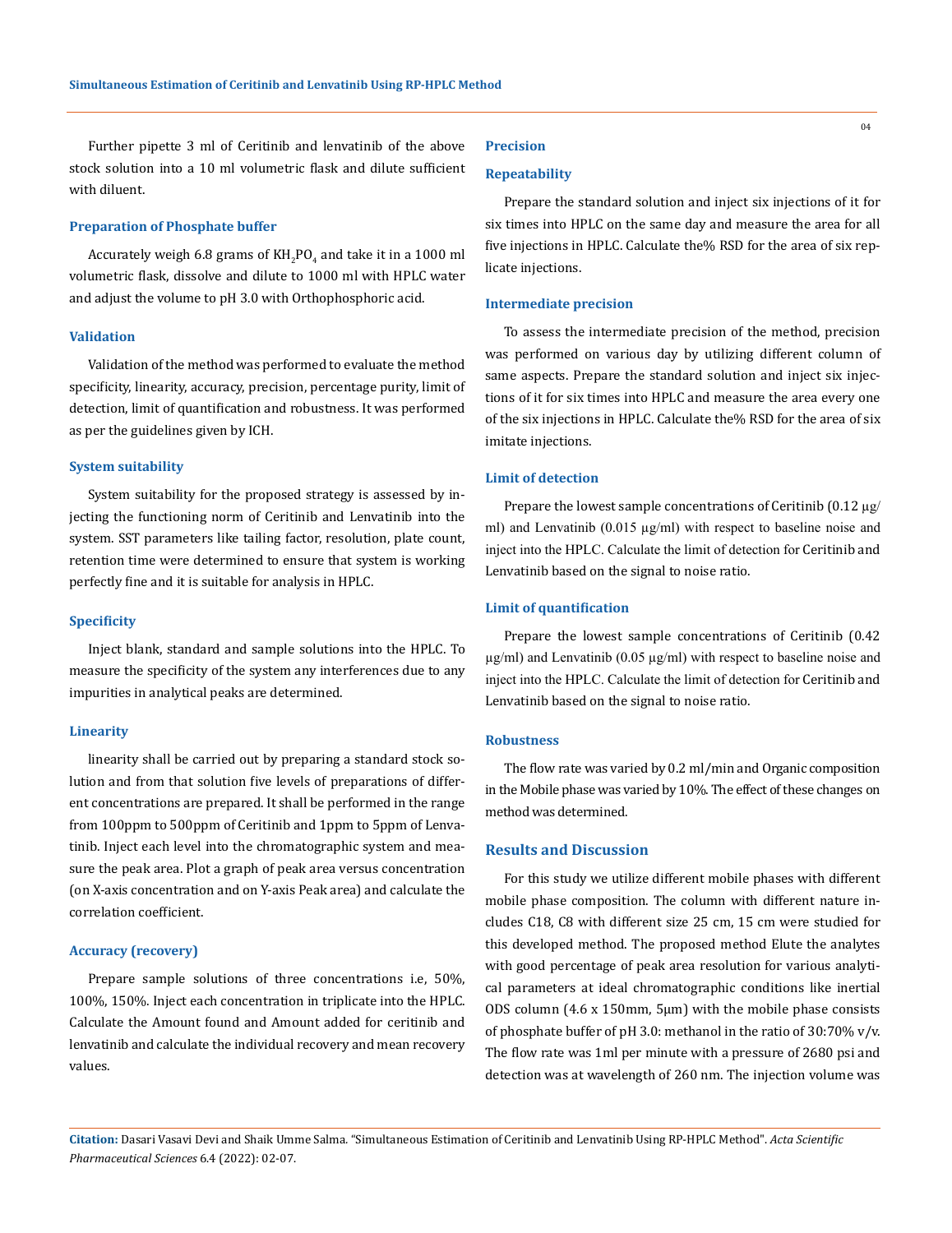Further pipette 3 ml of Ceritinib and lenvatinib of the above stock solution into a 10 ml volumetric flask and dilute sufficient with diluent.

### Preparation of Phosphate buffer

Accurately weigh 6.8 grams of $KH_2PO_4$ and take it in a 1000 ml volumetric flask, dissolve and dilute to 1000 ml with HPLC water and adjust the volume to pH 3.0 with Orthophosphoric acid.

### Validation

Validation of the method was performed to evaluate the method specificity, linearity, accuracy, precision, percentage purity, limit of detection, limit of quantification and robustness. It was performed as per the guidelines given by ICH.

### System suitability

System suitability for the proposed strategy is assessed by injecting the functioning norm of Ceritinib and Lenvatinib into the system. SST parameters like tailing factor, resolution, plate count, retention time were determined to ensure that system is working perfectly fine and it is suitable for analysis in HPLC.

### Specificity

Inject blank, standard and sample solutions into the HPLC. To measure the specificity of the system any interferences due to any impurities in analytical peaks are determined.

### Linearity

linearity shall be carried out by preparing a standard stock solution and from that solution five levels of preparations of different concentrations are prepared. It shall be performed in the range from 100ppm to 500ppm of Ceritinib and 1ppm to 5ppm of Lenvatinib. Inject each level into the chromatographic system and measure the peak area. Plot a graph of peak area versus concentration (on X-axis concentration and on Y-axis Peak area) and calculate the correlation coefficient.

### Accuracy (recovery)

Prepare sample solutions of three concentrations i.e, 50%, 100%, 150%. Inject each concentration in triplicate into the HPLC. Calculate the Amount found and Amount added for ceritinib and lenvatinib and calculate the individual recovery and mean recovery values.

### Precision

### Repeatability

Prepare the standard solution and inject six injections of it for six times into HPLC on the same day and measure the area for all five injections in HPLC. Calculate the% RSD for the area of six replicate injections.

### Intermediate precision

To assess the intermediate precision of the method, precision was performed on various day by utilizing different column of same aspects. Prepare the standard solution and inject six injections of it for six times into HPLC and measure the area every one of the six injections in HPLC. Calculate the% RSD for the area of six imitate injections.

### Limit of detection

Prepare the lowest sample concentrations of Ceritinib (0.12 µg/ml) and Lenvatinib (0.015 µg/ml) with respect to baseline noise and inject into the HPLC. Calculate the limit of detection for Ceritinib and Lenvatinib based on the signal to noise ratio.

### Limit of quantification

Prepare the lowest sample concentrations of Ceritinib (0.42 µg/ml) and Lenvatinib (0.05 µg/ml) with respect to baseline noise and inject into the HPLC. Calculate the limit of detection for Ceritinib and Lenvatinib based on the signal to noise ratio.

### Robustness

The flow rate was varied by 0.2 ml/min and Organic composition in the Mobile phase was varied by 10%. The effect of these changes on method was determined.

## Results and Discussion

For this study we utilize different mobile phases with different mobile phase composition. The column with different nature includes C18, C8 with different size 25 cm, 15 cm were studied for this developed method. The proposed method Elute the analytes with good percentage of peak area resolution for various analytical parameters at ideal chromatographic conditions like inertial ODS column (4.6 x 150mm, 5µm) with the mobile phase consists of phosphate buffer of pH 3.0: methanol in the ratio of 30:70% v/v. The flow rate was 1ml per minute with a pressure of 2680 psi and detection was at wavelength of 260 nm. The injection volume was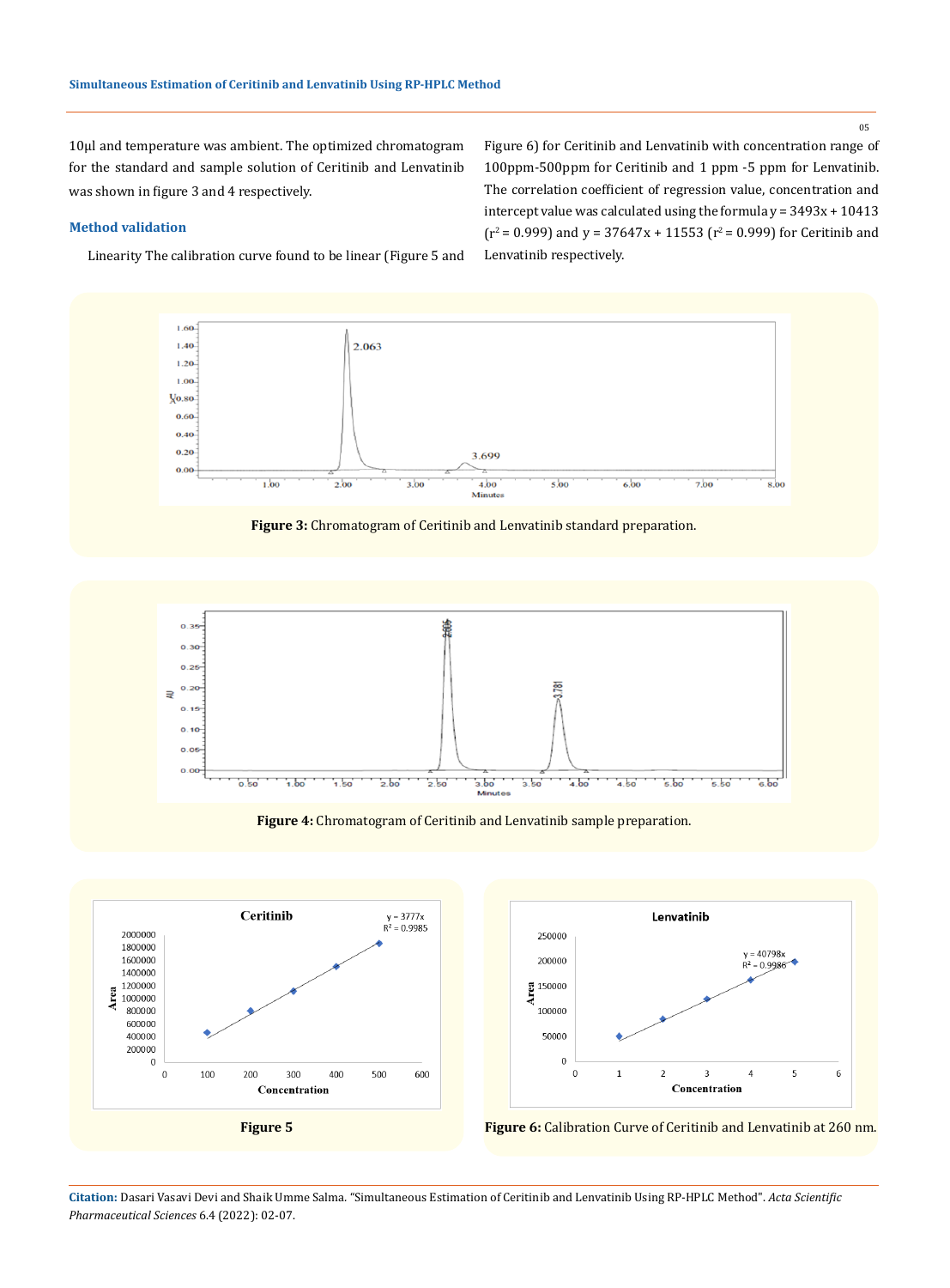10µl and temperature was ambient. The optimized chromatogram for the standard and sample solution of Ceritinib and Lenvatinib was shown in figure 3 and 4 respectively.

### Method validation

Linearity The calibration curve found to be linear (Figure 5 and Figure 6) for Ceritinib and Lenvatinib with concentration range of 100ppm-500ppm for Ceritinib and 1 ppm -5 ppm for Lenvatinib. The correlation coefficient of regression value, concentration and intercept value was calculated using the formula y = 3493x + 10413 ($r^2$ = 0.999) and y = 37647x + 11553 ($r^2$ = 0.999) for Ceritinib and Lenvatinib respectively.

**Figure 3:** Chromatogram of Ceritinib and Lenvatinib standard preparation.

**Figure 4:** Chromatogram of Ceritinib and Lenvatinib sample preparation.

**Figure 5**

**Figure 6:** Calibration Curve of Ceritinib and Lenvatinib at 260 nm.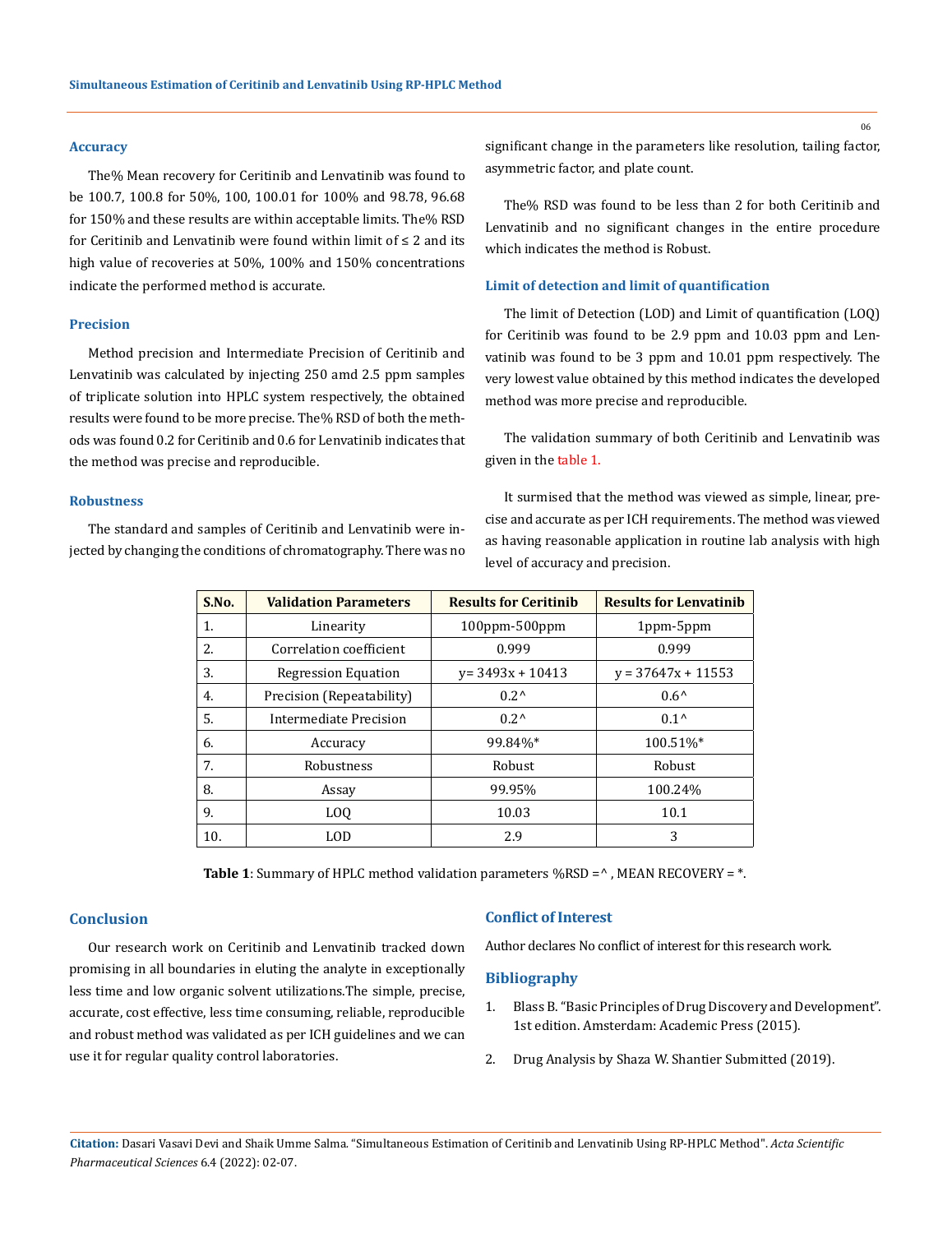### Accuracy

The% Mean recovery for Ceritinib and Lenvatinib was found to be 100.7, 100.8 for 50%, 100, 100.01 for 100% and 98.78, 96.68 for 150% and these results are within acceptable limits. The% RSD for Ceritinib and Lenvatinib were found within limit of ≤ 2 and its high value of recoveries at 50%, 100% and 150% concentrations indicate the performed method is accurate.

### Precision

Method precision and Intermediate Precision of Ceritinib and Lenvatinib was calculated by injecting 250 amd 2.5 ppm samples of triplicate solution into HPLC system respectively, the obtained results were found to be more precise. The% RSD of both the methods was found 0.2 for Ceritinib and 0.6 for Lenvatinib indicates that the method was precise and reproducible.

### Robustness

The standard and samples of Ceritinib and Lenvatinib were injected by changing the conditions of chromatography. There was no significant change in the parameters like resolution, tailing factor, asymmetric factor, and plate count.

The% RSD was found to be less than 2 for both Ceritinib and Lenvatinib and no significant changes in the entire procedure which indicates the method is Robust.

### Limit of detection and limit of quantification

The limit of Detection (LOD) and Limit of quantification (LOQ) for Ceritinib was found to be 2.9 ppm and 10.03 ppm and Lenvatinib was found to be 3 ppm and 10.01 ppm respectively. The very lowest value obtained by this method indicates the developed method was more precise and reproducible.

The validation summary of both Ceritinib and Lenvatinib was given in the table 1.

It surmised that the method was viewed as simple, linear, precise and accurate as per ICH requirements. The method was viewed as having reasonable application in routine lab analysis with high level of accuracy and precision.

| S.No. | Validation Parameters | Results for Ceritinib | Results for Lenvatinib |
|---|---|---|---|
| 1. | Linearity | 100ppm-500ppm | 1ppm-5ppm |
| 2. | Correlation coefficient | 0.999 | 0.999 |
| 3. | Regression Equation | y= 3493x + 10413 | y = 37647x + 11553 |
| 4. | Precision (Repeatability) | 0.2^ | 0.6^ |
| 5. | Intermediate Precision | 0.2^ | 0.1^ |
| 6. | Accuracy | 99.84%* | 100.51%* |
| 7. | Robustness | Robust | Robust |
| 8. | Assay | 99.95% | 100.24% |
| 9. | LOQ | 10.03 | 10.1 |
| 10. | LOD | 2.9 | 3 |

**Table 1**: Summary of HPLC method validation parameters %RSD =^ , MEAN RECOVERY = *.

## Conclusion

Our research work on Ceritinib and Lenvatinib tracked down promising in all boundaries in eluting the analyte in exceptionally less time and low organic solvent utilizations.The simple, precise, accurate, cost effective, less time consuming, reliable, reproducible and robust method was validated as per ICH guidelines and we can use it for regular quality control laboratories.

## Conflict of Interest

Author declares No conflict of interest for this research work.

## Bibliography

1. Blass B. "Basic Principles of Drug Discovery and Development". 1st edition. Amsterdam: Academic Press (2015).
2. Drug Analysis by Shaza W. Shantier Submitted (2019).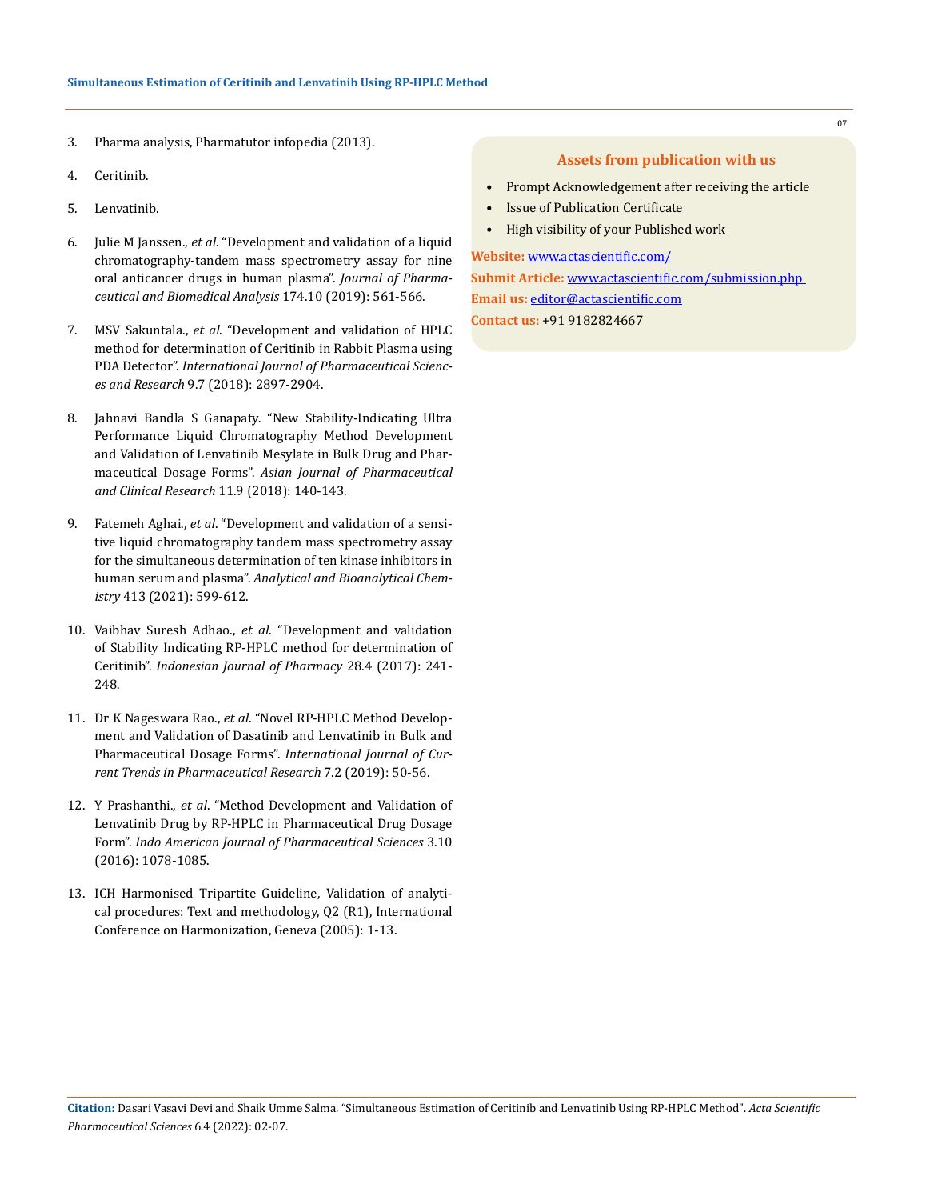3. Pharma analysis, Pharmatutor infopedia (2013).
4. Ceritinib.
5. Lenvatinib.
6. Julie M Janssen., *et al*. "Development and validation of a liquid chromatography-tandem mass spectrometry assay for nine oral anticancer drugs in human plasma". *Journal of Pharmaceutical and Biomedical Analysis* 174.10 (2019): 561-566.
7. MSV Sakuntala., *et al*. "Development and validation of HPLC method for determination of Ceritinib in Rabbit Plasma using PDA Detector". *International Journal of Pharmaceutical Sciences and Research* 9.7 (2018): 2897-2904.
8. Jahnavi Bandla S Ganapaty. "New Stability-Indicating Ultra Performance Liquid Chromatography Method Development and Validation of Lenvatinib Mesylate in Bulk Drug and Pharmaceutical Dosage Forms". *Asian Journal of Pharmaceutical and Clinical Research* 11.9 (2018): 140-143.
9. Fatemeh Aghai., *et al*. "Development and validation of a sensitive liquid chromatography tandem mass spectrometry assay for the simultaneous determination of ten kinase inhibitors in human serum and plasma". *Analytical and Bioanalytical Chemistry* 413 (2021): 599-612.
10. Vaibhav Suresh Adhao., *et al*. "Development and validation of Stability Indicating RP-HPLC method for determination of Ceritinib". *Indonesian Journal of Pharmacy* 28.4 (2017): 241-248.
11. Dr K Nageswara Rao., *et al*. "Novel RP-HPLC Method Development and Validation of Dasatinib and Lenvatinib in Bulk and Pharmaceutical Dosage Forms". *International Journal of Current Trends in Pharmaceutical Research* 7.2 (2019): 50-56.
12. Y Prashanthi., *et al*. "Method Development and Validation of Lenvatinib Drug by RP-HPLC in Pharmaceutical Drug Dosage Form". *Indo American Journal of Pharmaceutical Sciences* 3.10 (2016): 1078-1085.
13. ICH Harmonised Tripartite Guideline, Validation of analytical procedures: Text and methodology, Q2 (R1), International Conference on Harmonization, Geneva (2005): 1-13.

### Assets from publication with us

- Prompt Acknowledgement after receiving the article
- Issue of Publication Certificate
- High visibility of your Published work

**Website:** www.actascientific.com/

**Submit Article:** www.actascientific.com/submission.php

**Email us:** editor@actascientific.com

**Contact us:** +91 9182824667